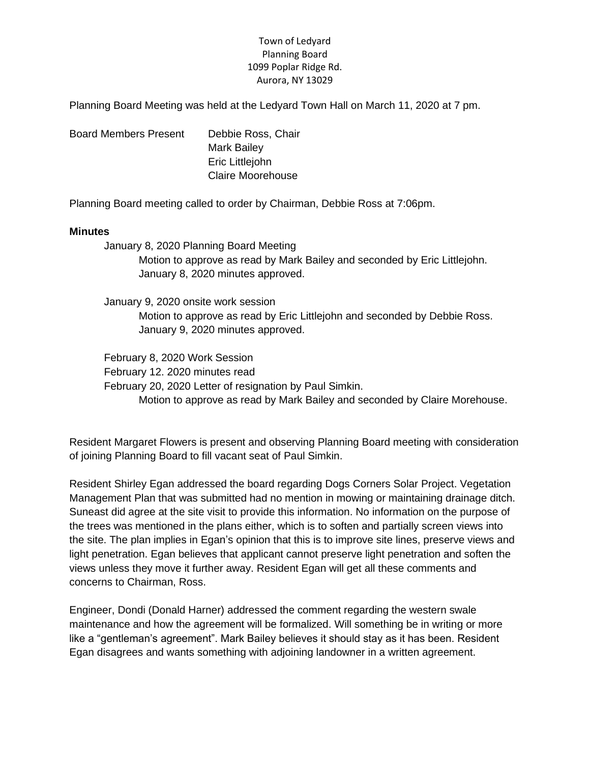Town of Ledyard
Planning Board
1099 Poplar Ridge Rd.
Aurora, NY 13029

Planning Board Meeting was held at the Ledyard Town Hall on March 11, 2020 at 7 pm.

Board Members Present  Debbie Ross, Chair
Mark Bailey
Eric Littlejohn
Claire Moorehouse

Planning Board meeting called to order by Chairman, Debbie Ross at 7:06pm.

**Minutes**

January 8, 2020 Planning Board Meeting
Motion to approve as read by Mark Bailey and seconded by Eric Littlejohn.
January 8, 2020 minutes approved.

January 9, 2020 onsite work session
Motion to approve as read by Eric Littlejohn and seconded by Debbie Ross.
January 9, 2020 minutes approved.

February 8, 2020 Work Session
February 12. 2020 minutes read
February 20, 2020 Letter of resignation by Paul Simkin.
Motion to approve as read by Mark Bailey and seconded by Claire Morehouse.

Resident Margaret Flowers is present and observing Planning Board meeting with consideration of joining Planning Board to fill vacant seat of Paul Simkin.

Resident Shirley Egan addressed the board regarding Dogs Corners Solar Project. Vegetation Management Plan that was submitted had no mention in mowing or maintaining drainage ditch. Suneast did agree at the site visit to provide this information. No information on the purpose of the trees was mentioned in the plans either, which is to soften and partially screen views into the site. The plan implies in Egan's opinion that this is to improve site lines, preserve views and light penetration. Egan believes that applicant cannot preserve light penetration and soften the views unless they move it further away. Resident Egan will get all these comments and concerns to Chairman, Ross.

Engineer, Dondi (Donald Harner) addressed the comment regarding the western swale maintenance and how the agreement will be formalized. Will something be in writing or more like a "gentleman's agreement". Mark Bailey believes it should stay as it has been. Resident Egan disagrees and wants something with adjoining landowner in a written agreement.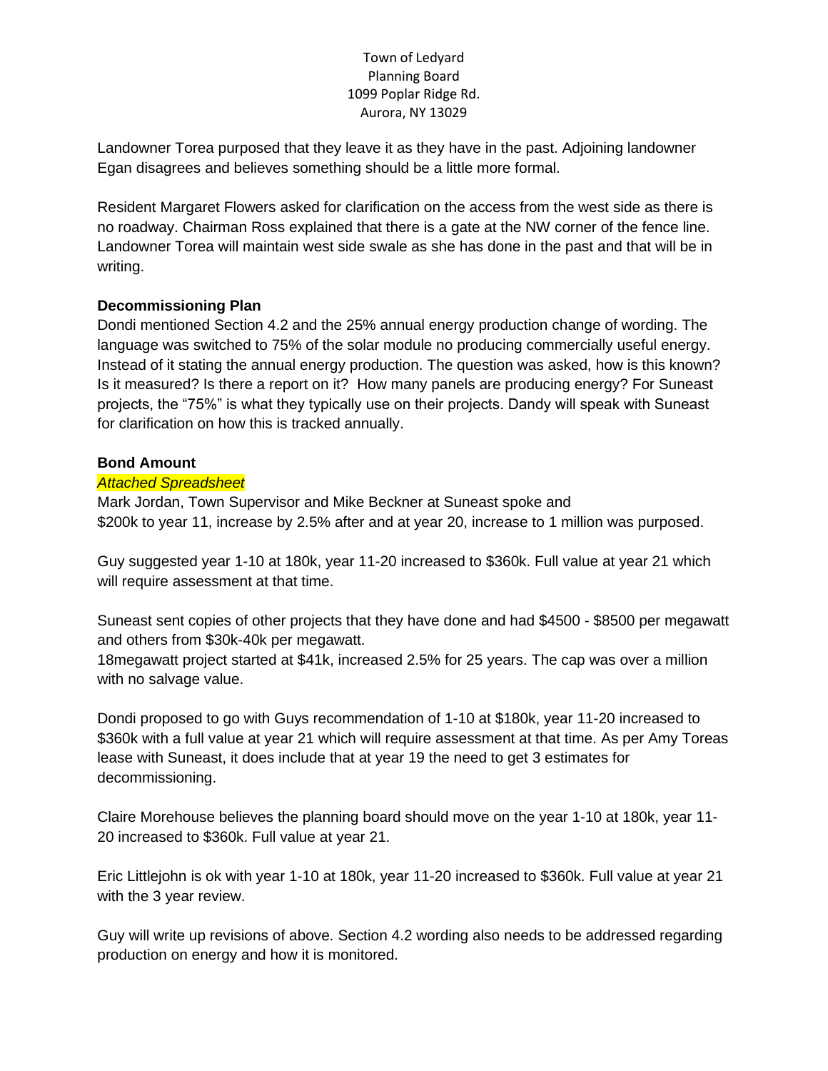Town of Ledyard
Planning Board
1099 Poplar Ridge Rd.
Aurora, NY 13029

Landowner Torea purposed that they leave it as they have in the past. Adjoining landowner Egan disagrees and believes something should be a little more formal.

Resident Margaret Flowers asked for clarification on the access from the west side as there is no roadway. Chairman Ross explained that there is a gate at the NW corner of the fence line. Landowner Torea will maintain west side swale as she has done in the past and that will be in writing.

**Decommissioning Plan**

Dondi mentioned Section 4.2 and the 25% annual energy production change of wording. The language was switched to 75% of the solar module no producing commercially useful energy. Instead of it stating the annual energy production. The question was asked, how is this known? Is it measured? Is there a report on it? How many panels are producing energy? For Suneast projects, the "75%" is what they typically use on their projects. Dandy will speak with Suneast for clarification on how this is tracked annually.

**Bond Amount**

*Attached Spreadsheet*

Mark Jordan, Town Supervisor and Mike Beckner at Suneast spoke and
$200k to year 11, increase by 2.5% after and at year 20, increase to 1 million was purposed.

Guy suggested year 1-10 at 180k, year 11-20 increased to $360k. Full value at year 21 which will require assessment at that time.

Suneast sent copies of other projects that they have done and had $4500 - $8500 per megawatt and others from $30k-40k per megawatt.
18megawatt project started at $41k, increased 2.5% for 25 years. The cap was over a million with no salvage value.

Dondi proposed to go with Guys recommendation of 1-10 at $180k, year 11-20 increased to $360k with a full value at year 21 which will require assessment at that time. As per Amy Toreas lease with Suneast, it does include that at year 19 the need to get 3 estimates for decommissioning.

Claire Morehouse believes the planning board should move on the year 1-10 at 180k, year 11-20 increased to $360k. Full value at year 21.

Eric Littlejohn is ok with year 1-10 at 180k, year 11-20 increased to $360k. Full value at year 21 with the 3 year review.

Guy will write up revisions of above. Section 4.2 wording also needs to be addressed regarding production on energy and how it is monitored.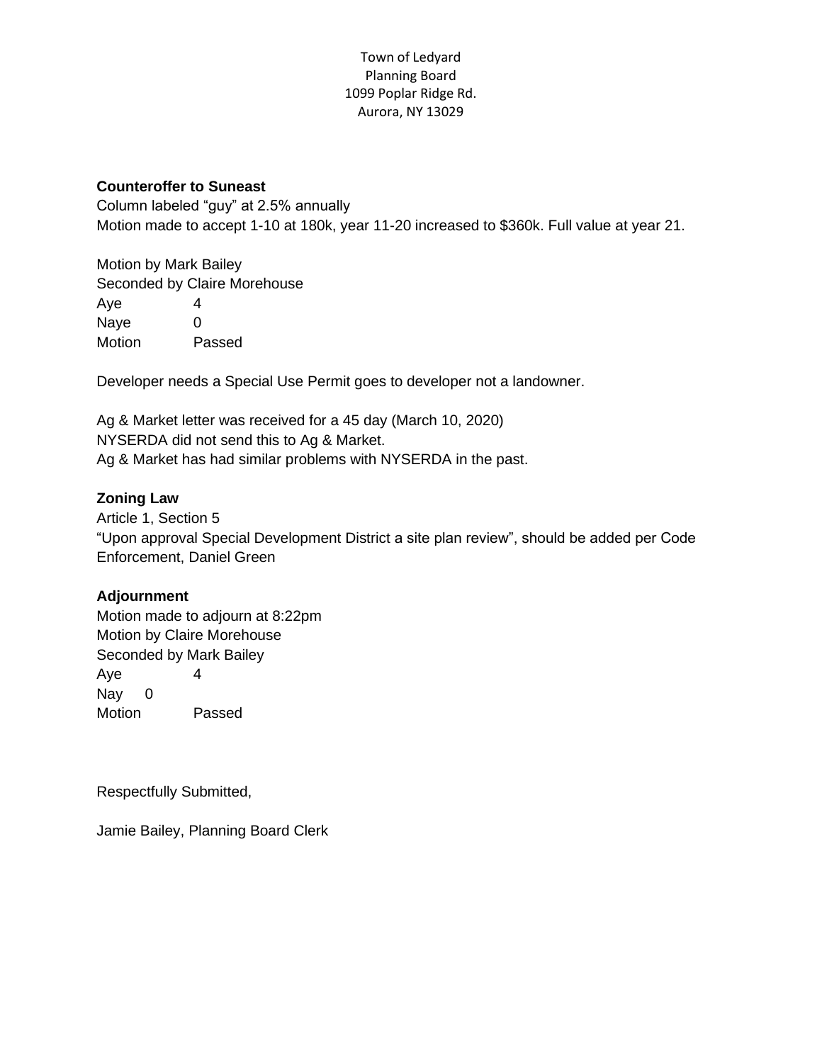Town of Ledyard
Planning Board
1099 Poplar Ridge Rd.
Aurora, NY 13029

**Counteroffer to Suneast**

Column labeled "guy" at 2.5% annually
Motion made to accept 1-10 at 180k, year 11-20 increased to $360k. Full value at year 21.

Motion by Mark Bailey
Seconded by Claire Morehouse

| | |
|---|---|
| Aye | 4 |
| Naye | 0 |
| Motion | Passed |

Developer needs a Special Use Permit goes to developer not a landowner.

Ag & Market letter was received for a 45 day (March 10, 2020)
NYSERDA did not send this to Ag & Market.
Ag & Market has had similar problems with NYSERDA in the past.

**Zoning Law**

Article 1, Section 5
"Upon approval Special Development District a site plan review", should be added per Code Enforcement, Daniel Green

**Adjournment**

Motion made to adjourn at 8:22pm
Motion by Claire Morehouse
Seconded by Mark Bailey

| | |
|---|---|
| Aye | 4 |
| Nay | 0 |
| Motion | Passed |

Respectfully Submitted,

Jamie Bailey, Planning Board Clerk